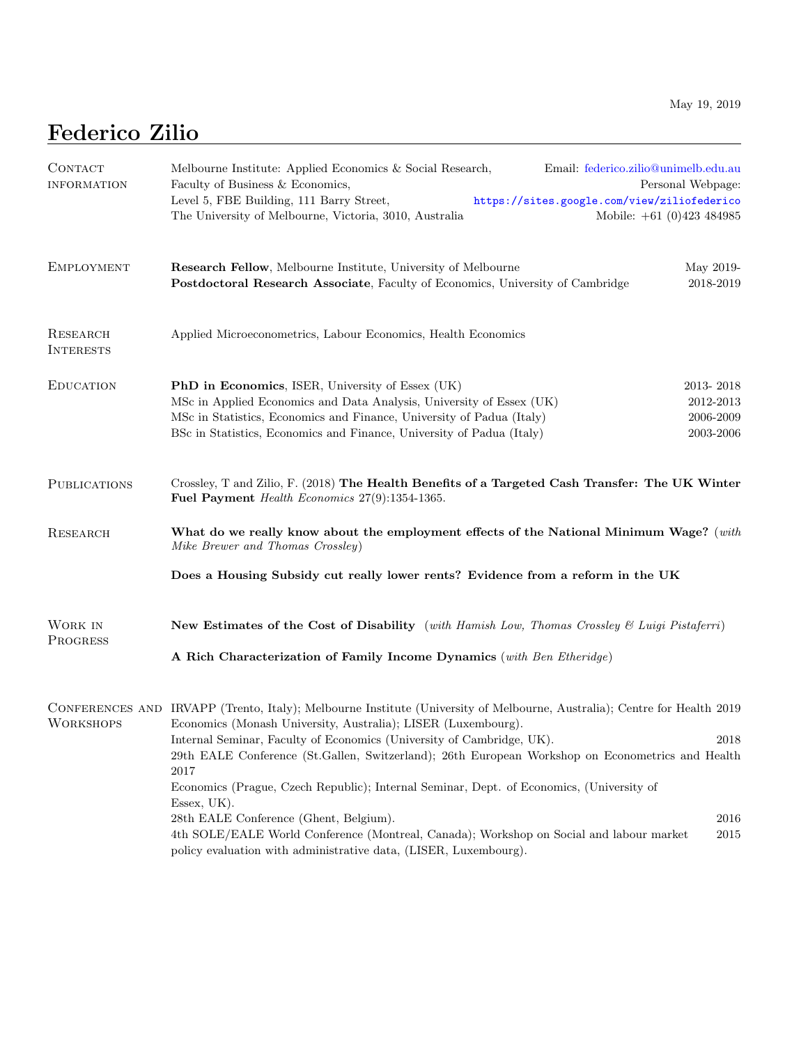May 19, 2019

# Federico Zilio

## Contact information

Melbourne Institute: Applied Economics & Social Research,
Faculty of Business & Economics,
Level 5, FBE Building, 111 Barry Street,
The University of Melbourne, Victoria, 3010, Australia

Email: federico.zilio@unimelb.edu.au
Personal Webpage: https://sites.google.com/view/ziliofederico
Mobile: +61 (0)423 484985

## Employment

**Research Fellow**, Melbourne Institute, University of Melbourne — May 2019-
**Postdoctoral Research Associate**, Faculty of Economics, University of Cambridge — 2018-2019

## Research Interests

Applied Microeconometrics, Labour Economics, Health Economics

## Education

**PhD in Economics**, ISER, University of Essex (UK) — 2013- 2018
MSc in Applied Economics and Data Analysis, University of Essex (UK) — 2012-2013
MSc in Statistics, Economics and Finance, University of Padua (Italy) — 2006-2009
BSc in Statistics, Economics and Finance, University of Padua (Italy) — 2003-2006

## Publications

Crossley, T and Zilio, F. (2018) **The Health Benefits of a Targeted Cash Transfer: The UK Winter Fuel Payment** *Health Economics* 27(9):1354-1365.

## Research

**What do we really know about the employment effects of the National Minimum Wage?** (*with Mike Brewer and Thomas Crossley*)

**Does a Housing Subsidy cut really lower rents? Evidence from a reform in the UK**

## Work in Progress

**New Estimates of the Cost of Disability** (*with Hamish Low, Thomas Crossley & Luigi Pistaferri*)

**A Rich Characterization of Family Income Dynamics** (*with Ben Etheridge*)

## Conferences and Workshops

IRVAPP (Trento, Italy); Melbourne Institute (University of Melbourne, Australia); Centre for Health Economics (Monash University, Australia); LISER (Luxembourg). — 2019
Internal Seminar, Faculty of Economics (University of Cambridge, UK). — 2018
29th EALE Conference (St.Gallen, Switzerland); 26th European Workshop on Econometrics and Health Economics (Prague, Czech Republic); Internal Seminar, Dept. of Economics, (University of Essex, UK). — 2017
28th EALE Conference (Ghent, Belgium). — 2016
4th SOLE/EALE World Conference (Montreal, Canada); Workshop on Social and labour market policy evaluation with administrative data, (LISER, Luxembourg). — 2015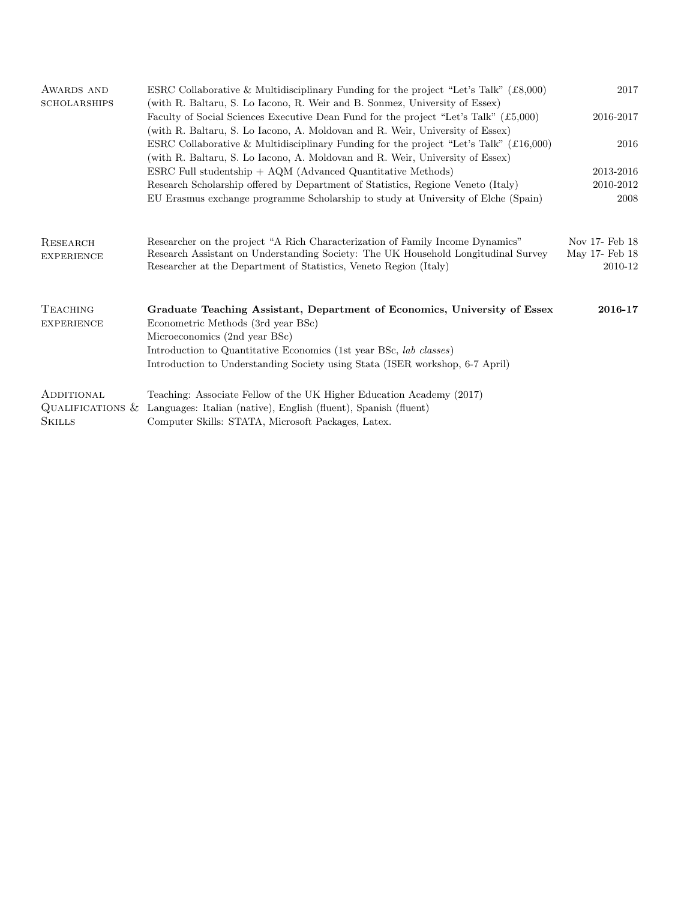## Awards and scholarships

- ESRC Collaborative & Multidisciplinary Funding for the project "Let's Talk" (£8,000) (with R. Baltaru, S. Lo Iacono, R. Weir and B. Sonmez, University of Essex) — 2017
- Faculty of Social Sciences Executive Dean Fund for the project "Let's Talk" (£5,000) (with R. Baltaru, S. Lo Iacono, A. Moldovan and R. Weir, University of Essex) — 2016-2017
- ESRC Collaborative & Multidisciplinary Funding for the project "Let's Talk" (£16,000) (with R. Baltaru, S. Lo Iacono, A. Moldovan and R. Weir, University of Essex) — 2016
- ESRC Full studentship + AQM (Advanced Quantitative Methods) — 2013-2016
- Research Scholarship offered by Department of Statistics, Regione Veneto (Italy) — 2010-2012
- EU Erasmus exchange programme Scholarship to study at University of Elche (Spain) — 2008

## Research experience

- Researcher on the project "A Rich Characterization of Family Income Dynamics" — Nov 17- Feb 18
- Research Assistant on Understanding Society: The UK Household Longitudinal Survey — May 17- Feb 18
- Researcher at the Department of Statistics, Veneto Region (Italy) — 2010-12

## Teaching experience

**Graduate Teaching Assistant, Department of Economics, University of Essex** — **2016-17**

Econometric Methods (3rd year BSc)
Microeconomics (2nd year BSc)
Introduction to Quantitative Economics (1st year BSc, *lab classes*)
Introduction to Understanding Society using Stata (ISER workshop, 6-7 April)

## Additional Qualifications & Skills

Teaching: Associate Fellow of the UK Higher Education Academy (2017)
Languages: Italian (native), English (fluent), Spanish (fluent)
Computer Skills: STATA, Microsoft Packages, Latex.